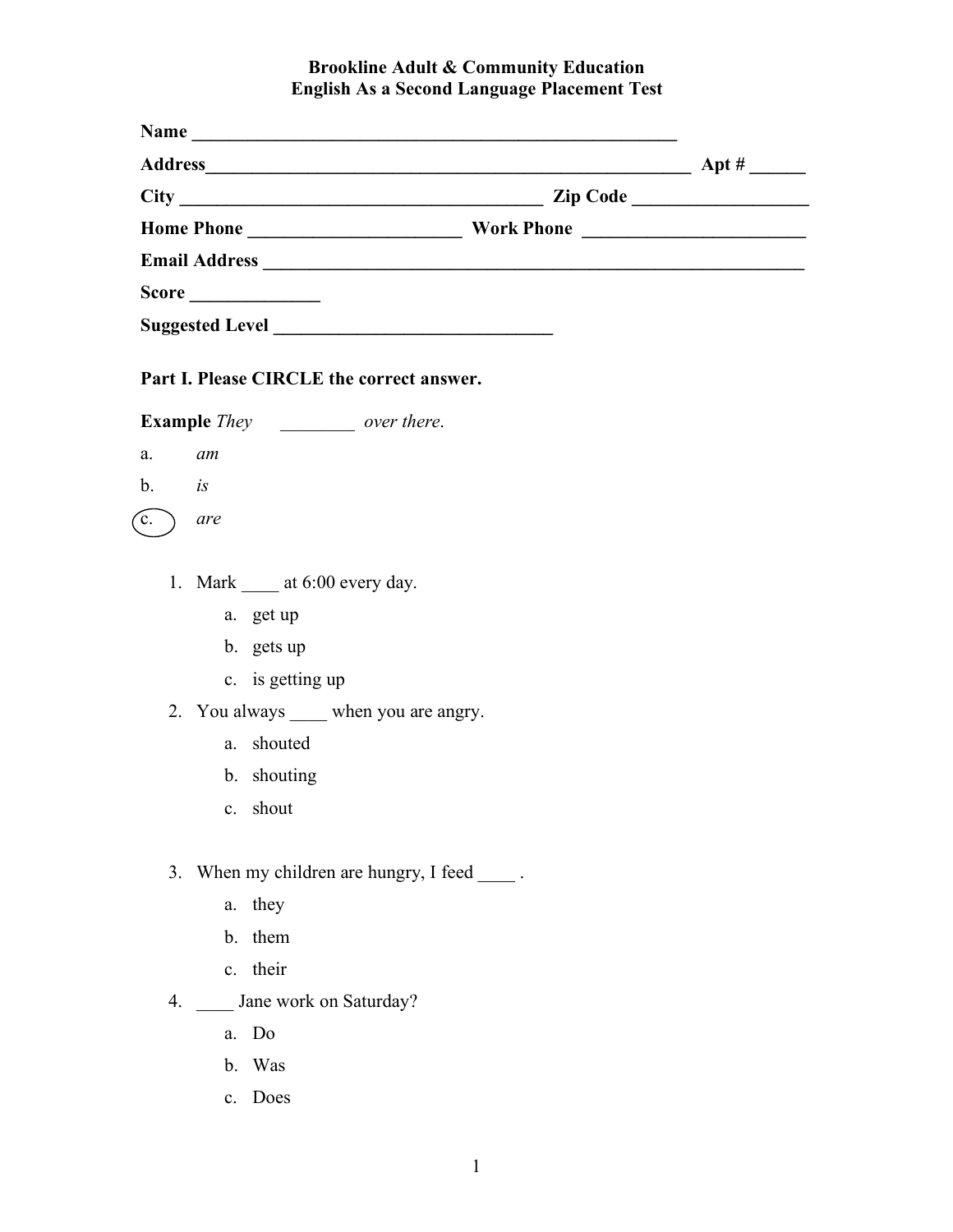**Brookline Adult & Community Education**
**English As a Second Language Placement Test**

**Name** _______________________________________________________

**Address**_______________________________________________________ **Apt #** ______

**City** ________________________________________ **Zip Code** __________________

**Home Phone** ______________________ **Work Phone** _______________________

**Email Address** ___________________________________________________________

**Score** _____________

**Suggested Level** ______________________________

**Part I. Please CIRCLE the correct answer.**

**Example** *They ________ over there.*

a. *am*

b. *is*

(c.) *are*

1. Mark ____ at 6:00 every day.
   a. get up
   b. gets up
   c. is getting up

2. You always ____ when you are angry.
   a. shouted
   b. shouting
   c. shout

3. When my children are hungry, I feed ____ .
   a. they
   b. them
   c. their

4. ____ Jane work on Saturday?
   a. Do
   b. Was
   c. Does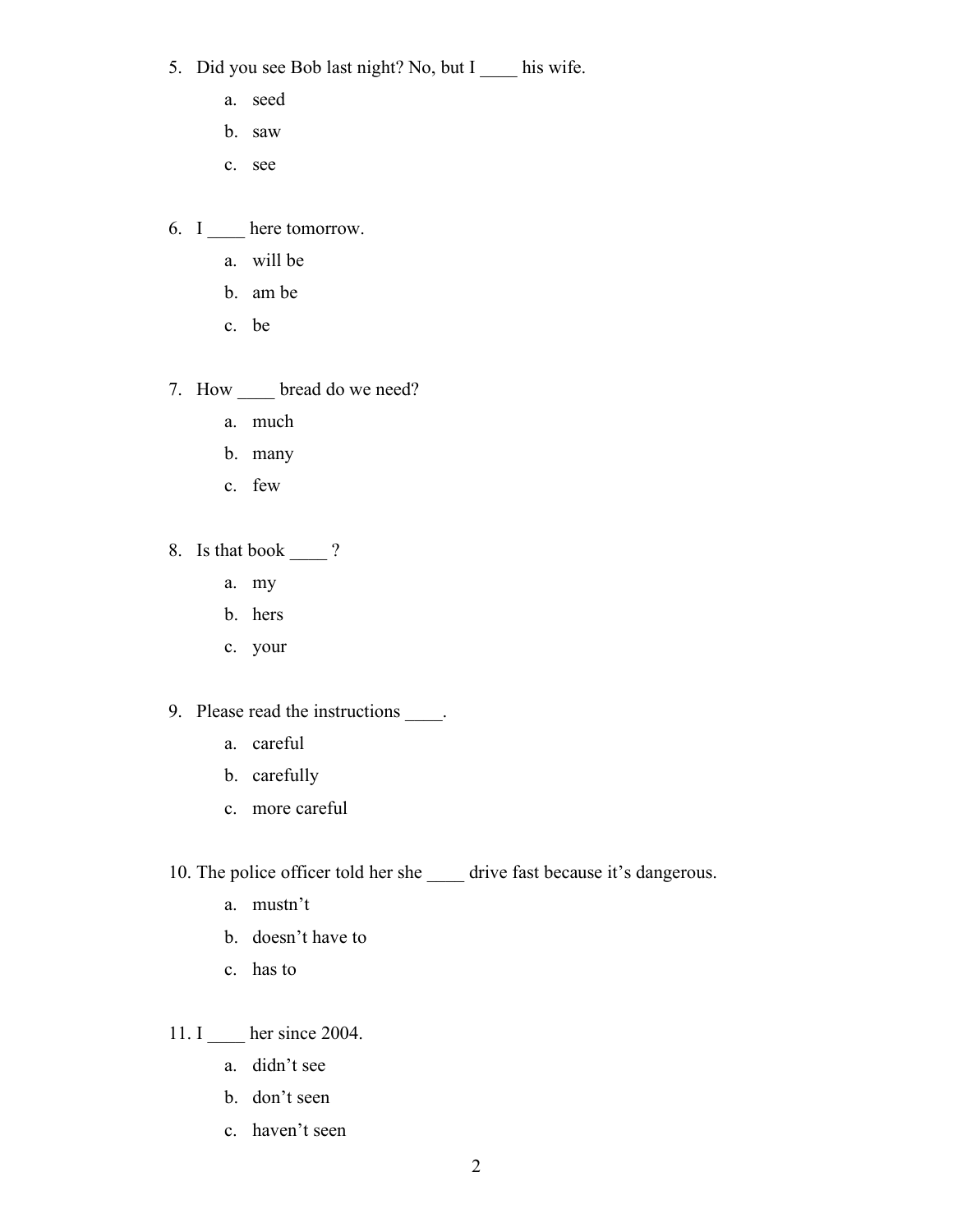5. Did you see Bob last night? No, but I ____ his wife.
    a. seed
    b. saw
    c. see

6. I ____ here tomorrow.
    a. will be
    b. am be
    c. be

7. How ____ bread do we need?
    a. much
    b. many
    c. few

8. Is that book ____ ?
    a. my
    b. hers
    c. your

9. Please read the instructions ____.
    a. careful
    b. carefully
    c. more careful

10. The police officer told her she ____ drive fast because it's dangerous.
    a. mustn't
    b. doesn't have to
    c. has to

11. I ____ her since 2004.
    a. didn't see
    b. don't seen
    c. haven't seen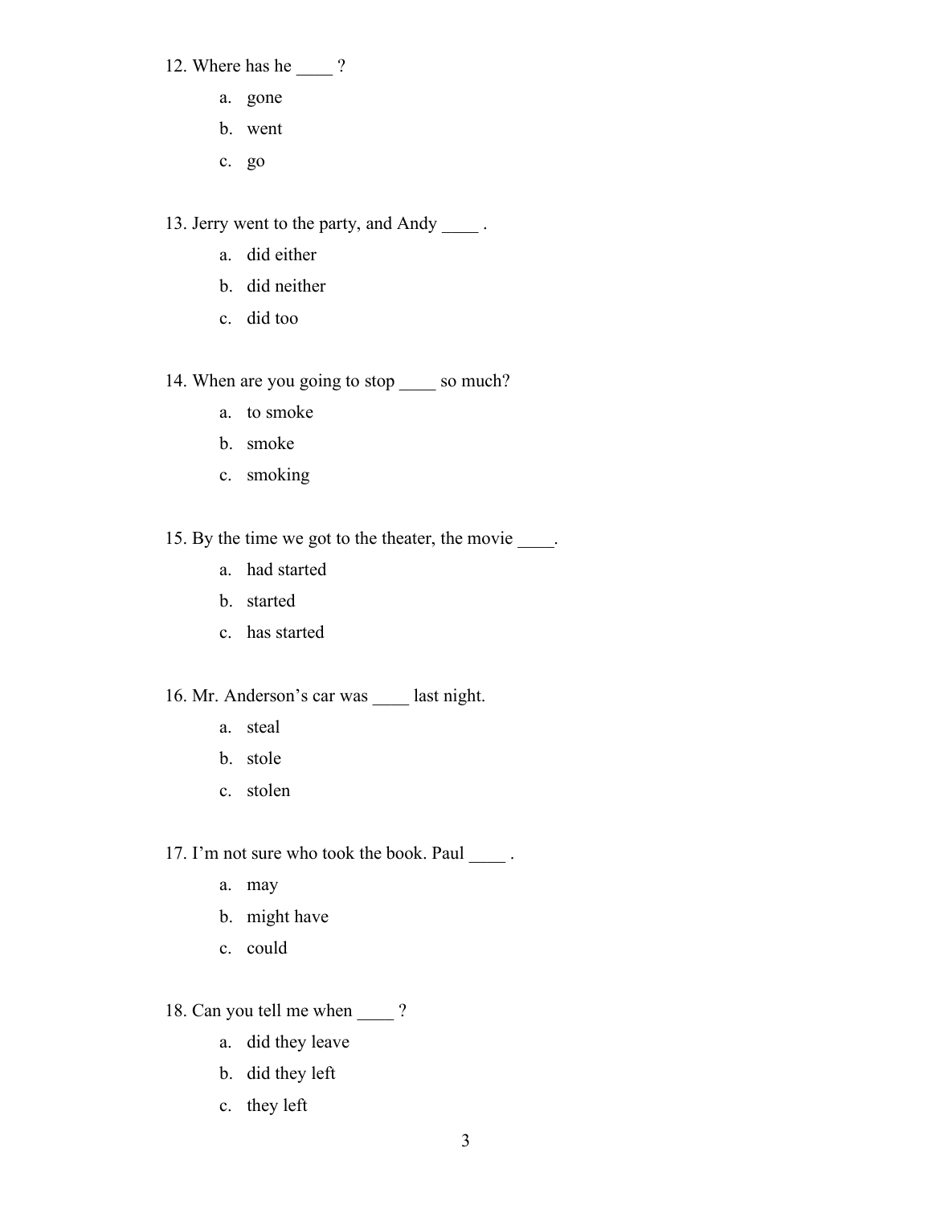12. Where has he ____ ?

    a. gone
    b. went
    c. go

13. Jerry went to the party, and Andy ____ .

    a. did either
    b. did neither
    c. did too

14. When are you going to stop ____ so much?

    a. to smoke
    b. smoke
    c. smoking

15. By the time we got to the theater, the movie ____.

    a. had started
    b. started
    c. has started

16. Mr. Anderson's car was ____ last night.

    a. steal
    b. stole
    c. stolen

17. I'm not sure who took the book. Paul ____ .

    a. may
    b. might have
    c. could

18. Can you tell me when ____ ?

    a. did they leave
    b. did they left
    c. they left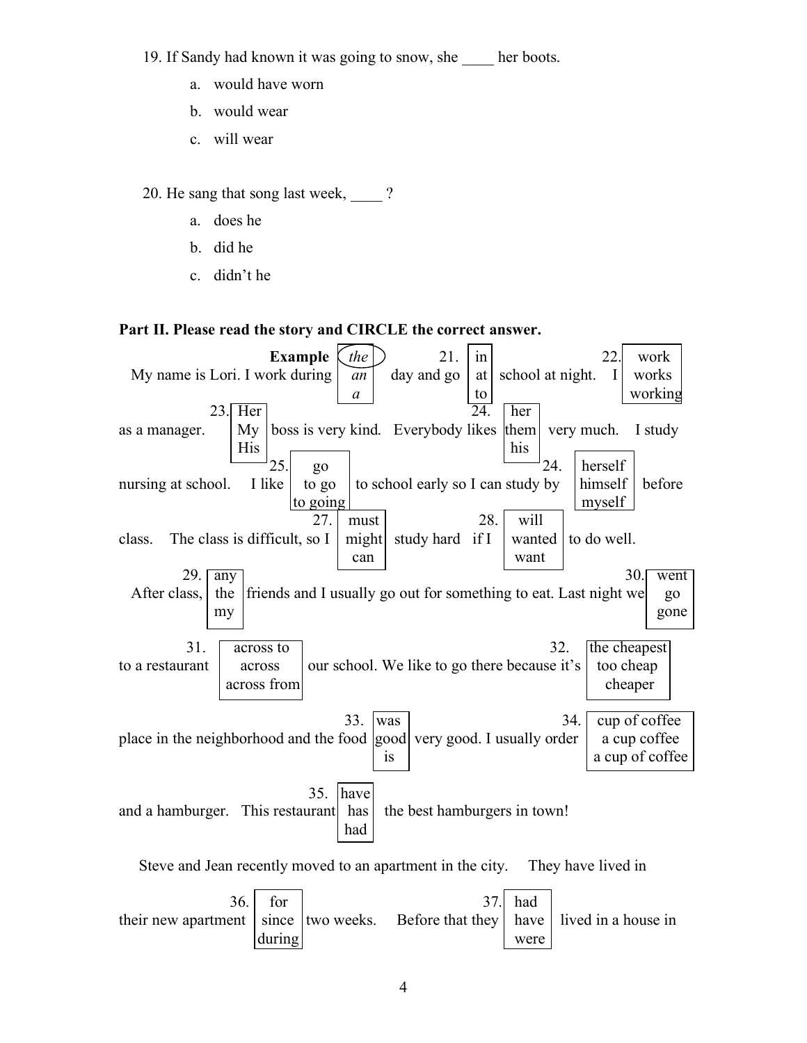19. If Sandy had known it was going to snow, she ____ her boots.

    a. would have worn

    b. would wear

    c. will wear

20. He sang that song last week, ____ ?

    a. does he

    b. did he

    c. didn't he

**Part II. Please read the story and CIRCLE the correct answer.**

My name is Lori. I work during [**Example:** *(the)* / *an* / *a*] day and go [21. in / at / to] school at night. I [22. work / works / working] as a manager. [23. Her / My / His] boss is very kind. Everybody likes [24. her / them / his] very much. I study nursing at school. I like [25. go / to go / to going] to school early so I can study by [24. herself / himself / myself] before class. The class is difficult, so I [27. must / might / can] study hard if I [28. will / wanted / want] to do well.

After class, [29. any / the / my] friends and I usually go out for something to eat. Last night we [30. went / go / gone] to a restaurant [31. across to / across / across from] our school. We like to go there because it's [32. the cheapest / too cheap / cheaper] place in the neighborhood and the food [33. was / good / is] very good. I usually order [34. cup of coffee / a cup coffee / a cup of coffee] and a hamburger. This restaurant [35. have / has / had] the best hamburgers in town!

Steve and Jean recently moved to an apartment in the city. They have lived in their new apartment [36. for / since / during] two weeks. Before that they [37. had / have / were] lived in a house in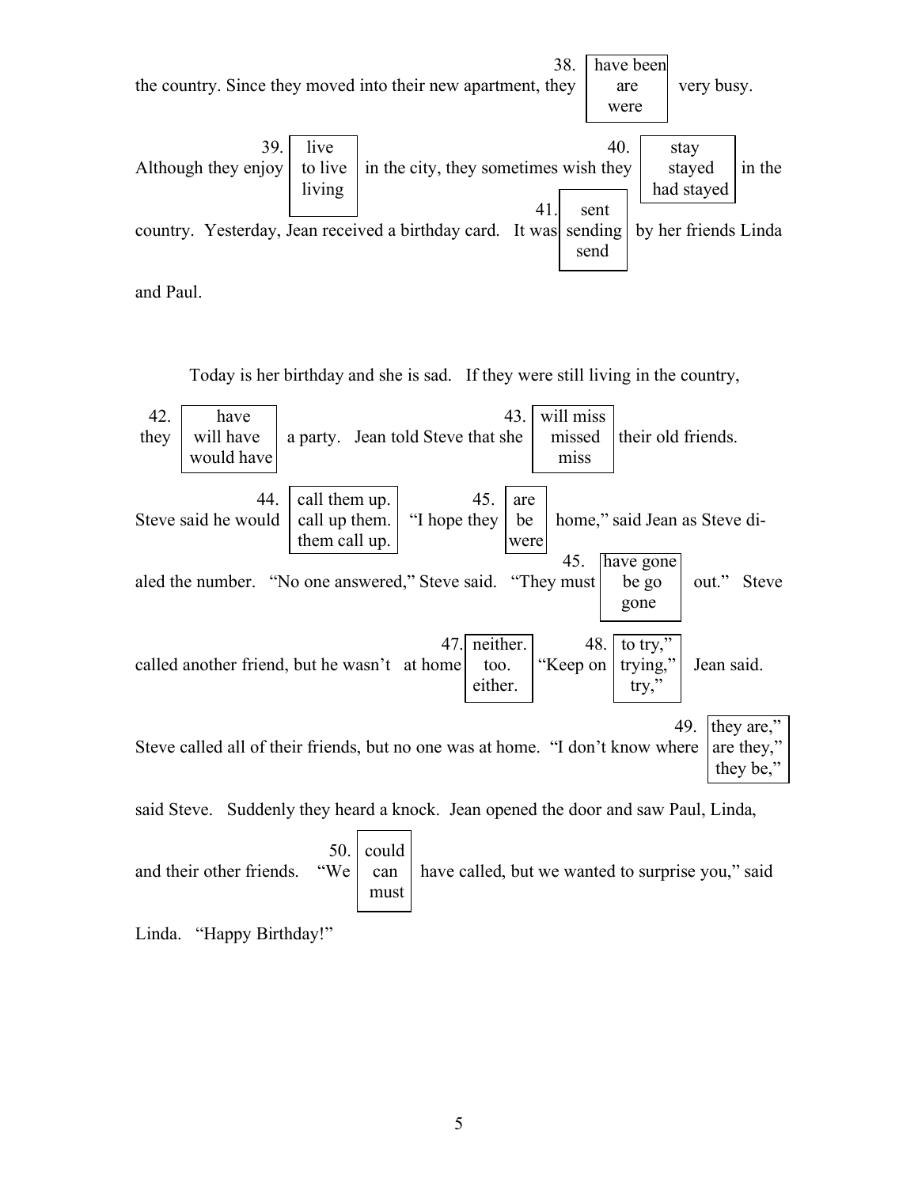the country. Since they moved into their new apartment, they 38. [have been / are / were] very busy.

Although they enjoy 39. [live / to live / living] in the city, they sometimes wish they 40. [stay / stayed / had stayed] in the country. Yesterday, Jean received a birthday card. It was 41. [sent / sending / send] by her friends Linda and Paul.

Today is her birthday and she is sad. If they were still living in the country, they 42. [have / will have / would have] a party. Jean told Steve that she 43. [will miss / missed / miss] their old friends.

Steve said he would 44. [call them up. / call up them. / them call up.] "I hope they 45. [are / be / were] home," said Jean as Steve dialed the number. "No one answered," Steve said. "They must 45. [have gone / be go / gone] out." Steve called another friend, but he wasn't at home 47. [neither. / too. / either.] "Keep on 48. [to try," / trying," / try,"] Jean said.

Steve called all of their friends, but no one was at home. "I don't know where 49. [they are," / are they," / they be,"] said Steve. Suddenly they heard a knock. Jean opened the door and saw Paul, Linda, and their other friends. "We 50. [could / can / must] have called, but we wanted to surprise you," said Linda. "Happy Birthday!"